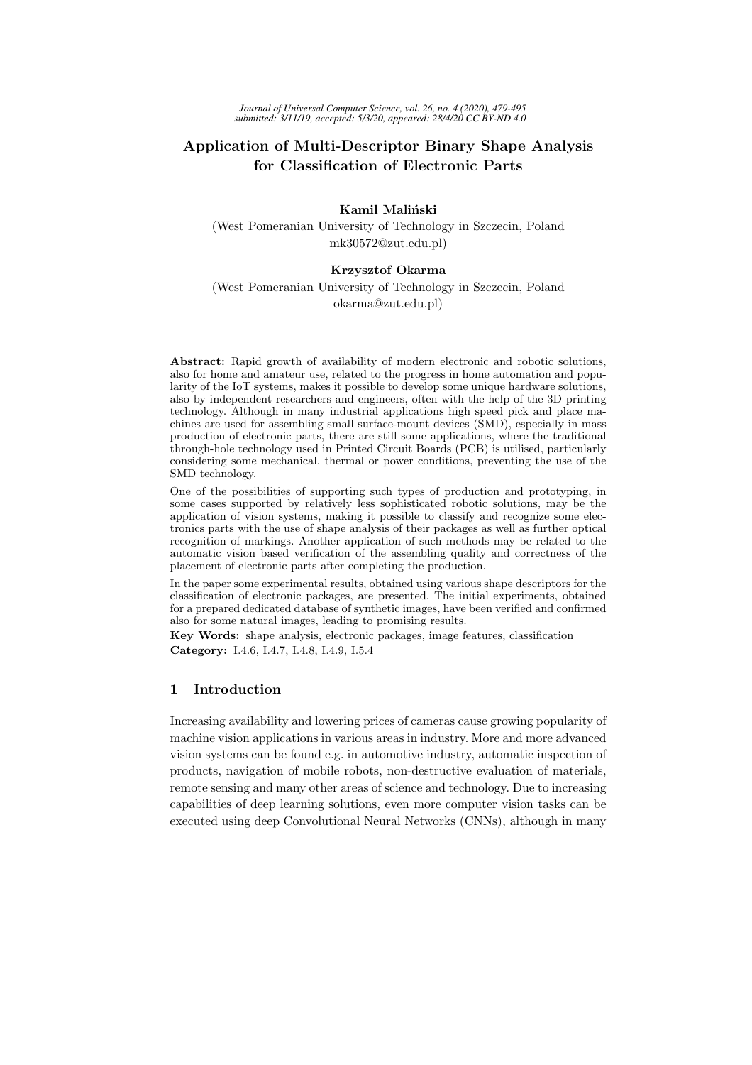# Application of Multi-Descriptor Binary Shape Analysis for Classification of Electronic Parts

**Kamil Maliński**

(West Pomeranian University of Technology in Szczecin, Poland
mk30572@zut.edu.pl)

**Krzysztof Okarma**

(West Pomeranian University of Technology in Szczecin, Poland
okarma@zut.edu.pl)

**Abstract:** Rapid growth of availability of modern electronic and robotic solutions, also for home and amateur use, related to the progress in home automation and popularity of the IoT systems, makes it possible to develop some unique hardware solutions, also by independent researchers and engineers, often with the help of the 3D printing technology. Although in many industrial applications high speed pick and place machines are used for assembling small surface-mount devices (SMD), especially in mass production of electronic parts, there are still some applications, where the traditional through-hole technology used in Printed Circuit Boards (PCB) is utilised, particularly considering some mechanical, thermal or power conditions, preventing the use of the SMD technology.

One of the possibilities of supporting such types of production and prototyping, in some cases supported by relatively less sophisticated robotic solutions, may be the application of vision systems, making it possible to classify and recognize some electronics parts with the use of shape analysis of their packages as well as further optical recognition of markings. Another application of such methods may be related to the automatic vision based verification of the assembling quality and correctness of the placement of electronic parts after completing the production.

In the paper some experimental results, obtained using various shape descriptors for the classification of electronic packages, are presented. The initial experiments, obtained for a prepared dedicated database of synthetic images, have been verified and confirmed also for some natural images, leading to promising results.

**Key Words:** shape analysis, electronic packages, image features, classification

**Category:** I.4.6, I.4.7, I.4.8, I.4.9, I.5.4

## 1 Introduction

Increasing availability and lowering prices of cameras cause growing popularity of machine vision applications in various areas in industry. More and more advanced vision systems can be found e.g. in automotive industry, automatic inspection of products, navigation of mobile robots, non-destructive evaluation of materials, remote sensing and many other areas of science and technology. Due to increasing capabilities of deep learning solutions, even more computer vision tasks can be executed using deep Convolutional Neural Networks (CNNs), although in many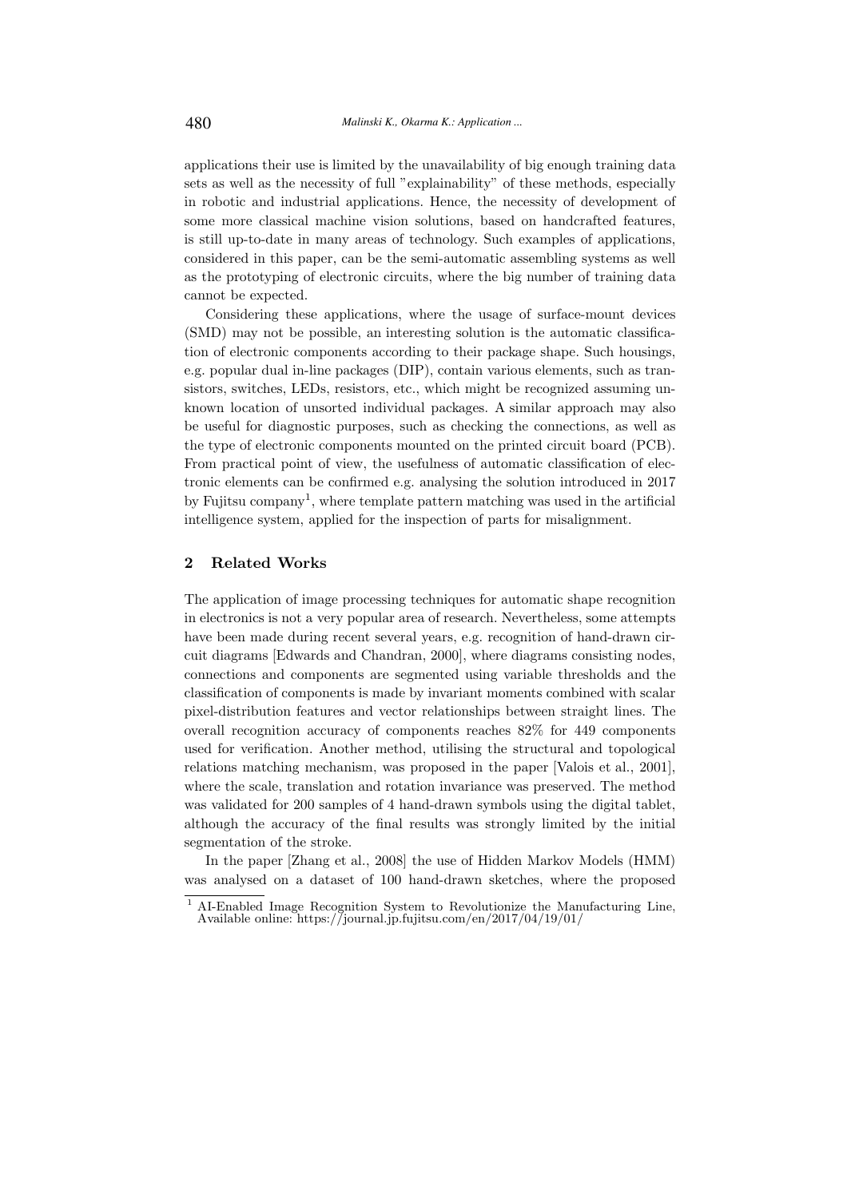applications their use is limited by the unavailability of big enough training data sets as well as the necessity of full "explainability" of these methods, especially in robotic and industrial applications. Hence, the necessity of development of some more classical machine vision solutions, based on handcrafted features, is still up-to-date in many areas of technology. Such examples of applications, considered in this paper, can be the semi-automatic assembling systems as well as the prototyping of electronic circuits, where the big number of training data cannot be expected.

Considering these applications, where the usage of surface-mount devices (SMD) may not be possible, an interesting solution is the automatic classification of electronic components according to their package shape. Such housings, e.g. popular dual in-line packages (DIP), contain various elements, such as transistors, switches, LEDs, resistors, etc., which might be recognized assuming unknown location of unsorted individual packages. A similar approach may also be useful for diagnostic purposes, such as checking the connections, as well as the type of electronic components mounted on the printed circuit board (PCB). From practical point of view, the usefulness of automatic classification of electronic elements can be confirmed e.g. analysing the solution introduced in 2017 by Fujitsu company[1], where template pattern matching was used in the artificial intelligence system, applied for the inspection of parts for misalignment.

## 2 Related Works

The application of image processing techniques for automatic shape recognition in electronics is not a very popular area of research. Nevertheless, some attempts have been made during recent several years, e.g. recognition of hand-drawn circuit diagrams [Edwards and Chandran, 2000], where diagrams consisting nodes, connections and components are segmented using variable thresholds and the classification of components is made by invariant moments combined with scalar pixel-distribution features and vector relationships between straight lines. The overall recognition accuracy of components reaches 82% for 449 components used for verification. Another method, utilising the structural and topological relations matching mechanism, was proposed in the paper [Valois et al., 2001], where the scale, translation and rotation invariance was preserved. The method was validated for 200 samples of 4 hand-drawn symbols using the digital tablet, although the accuracy of the final results was strongly limited by the initial segmentation of the stroke.

In the paper [Zhang et al., 2008] the use of Hidden Markov Models (HMM) was analysed on a dataset of 100 hand-drawn sketches, where the proposed

[1] AI-Enabled Image Recognition System to Revolutionize the Manufacturing Line, Available online: https://journal.jp.fujitsu.com/en/2017/04/19/01/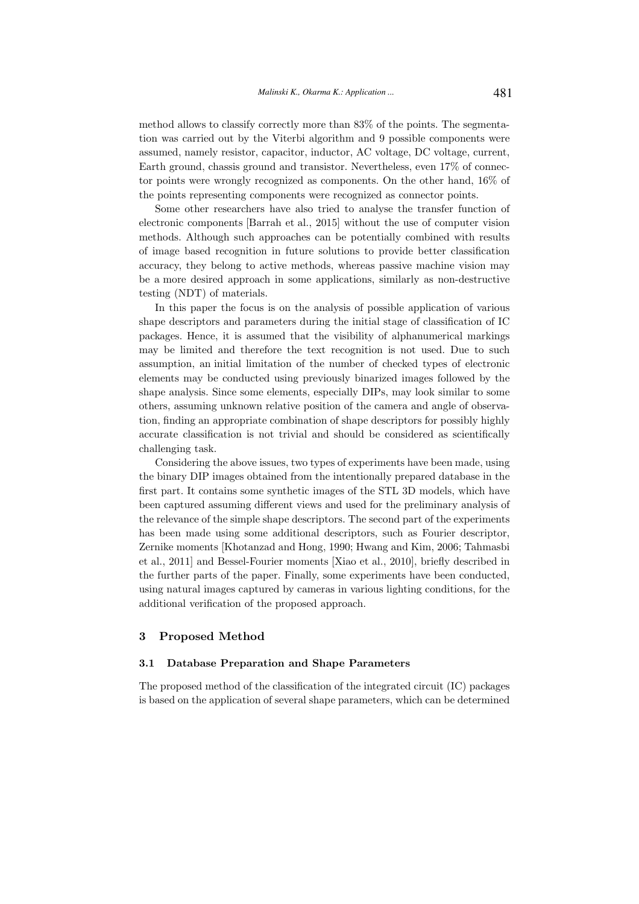method allows to classify correctly more than 83% of the points. The segmentation was carried out by the Viterbi algorithm and 9 possible components were assumed, namely resistor, capacitor, inductor, AC voltage, DC voltage, current, Earth ground, chassis ground and transistor. Nevertheless, even 17% of connector points were wrongly recognized as components. On the other hand, 16% of the points representing components were recognized as connector points.

Some other researchers have also tried to analyse the transfer function of electronic components [Barrah et al., 2015] without the use of computer vision methods. Although such approaches can be potentially combined with results of image based recognition in future solutions to provide better classification accuracy, they belong to active methods, whereas passive machine vision may be a more desired approach in some applications, similarly as non-destructive testing (NDT) of materials.

In this paper the focus is on the analysis of possible application of various shape descriptors and parameters during the initial stage of classification of IC packages. Hence, it is assumed that the visibility of alphanumerical markings may be limited and therefore the text recognition is not used. Due to such assumption, an initial limitation of the number of checked types of electronic elements may be conducted using previously binarized images followed by the shape analysis. Since some elements, especially DIPs, may look similar to some others, assuming unknown relative position of the camera and angle of observation, finding an appropriate combination of shape descriptors for possibly highly accurate classification is not trivial and should be considered as scientifically challenging task.

Considering the above issues, two types of experiments have been made, using the binary DIP images obtained from the intentionally prepared database in the first part. It contains some synthetic images of the STL 3D models, which have been captured assuming different views and used for the preliminary analysis of the relevance of the simple shape descriptors. The second part of the experiments has been made using some additional descriptors, such as Fourier descriptor, Zernike moments [Khotanzad and Hong, 1990; Hwang and Kim, 2006; Tahmasbi et al., 2011] and Bessel-Fourier moments [Xiao et al., 2010], briefly described in the further parts of the paper. Finally, some experiments have been conducted, using natural images captured by cameras in various lighting conditions, for the additional verification of the proposed approach.

## 3 Proposed Method

### 3.1 Database Preparation and Shape Parameters

The proposed method of the classification of the integrated circuit (IC) packages is based on the application of several shape parameters, which can be determined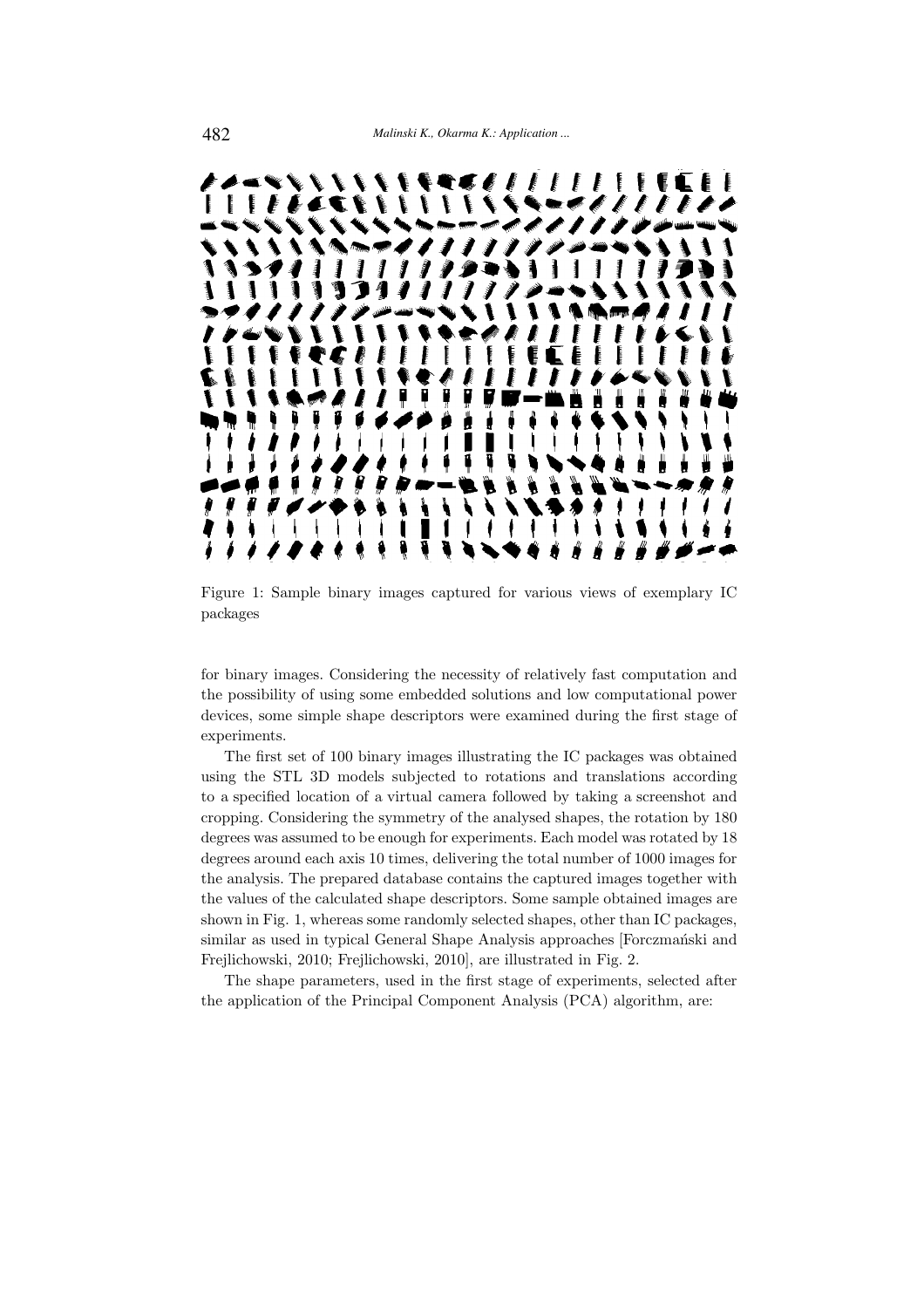Figure 1: Sample binary images captured for various views of exemplary IC packages

for binary images. Considering the necessity of relatively fast computation and the possibility of using some embedded solutions and low computational power devices, some simple shape descriptors were examined during the first stage of experiments.

The first set of 100 binary images illustrating the IC packages was obtained using the STL 3D models subjected to rotations and translations according to a specified location of a virtual camera followed by taking a screenshot and cropping. Considering the symmetry of the analysed shapes, the rotation by 180 degrees was assumed to be enough for experiments. Each model was rotated by 18 degrees around each axis 10 times, delivering the total number of 1000 images for the analysis. The prepared database contains the captured images together with the values of the calculated shape descriptors. Some sample obtained images are shown in Fig. 1, whereas some randomly selected shapes, other than IC packages, similar as used in typical General Shape Analysis approaches [Forczmański and Frejlichowski, 2010; Frejlichowski, 2010], are illustrated in Fig. 2.

The shape parameters, used in the first stage of experiments, selected after the application of the Principal Component Analysis (PCA) algorithm, are: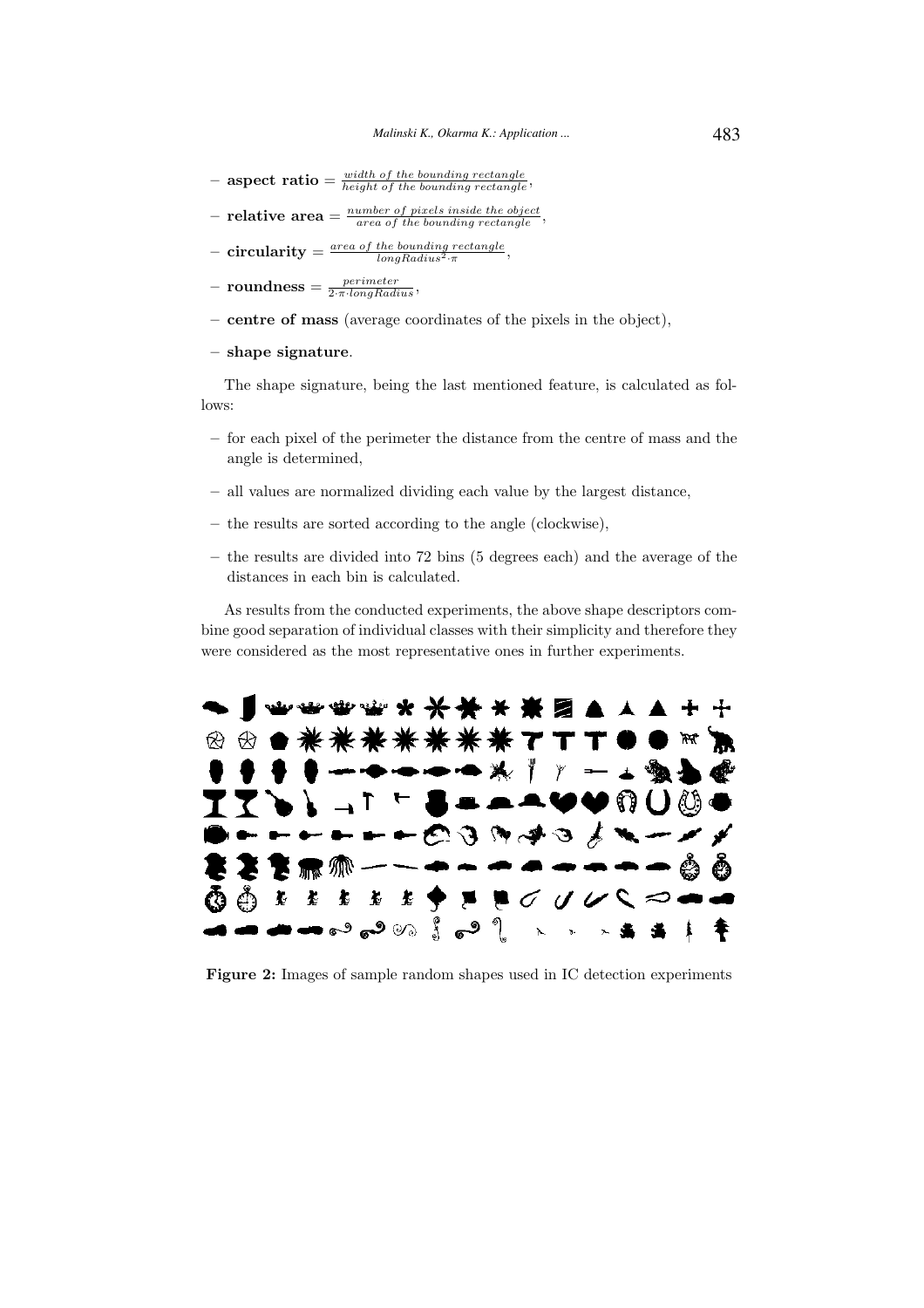- **aspect ratio** $= \frac{width\ of\ the\ bounding\ rectangle}{height\ of\ the\ bounding\ rectangle}$,
- **relative area** $= \frac{number\ of\ pixels\ inside\ the\ object}{area\ of\ the\ bounding\ rectangle}$,
- **circularity** $= \frac{area\ of\ the\ bounding\ rectangle}{longRadius^2 \cdot \pi}$,
- **roundness** $= \frac{perimeter}{2 \cdot \pi \cdot longRadius}$,
- **centre of mass** (average coordinates of the pixels in the object),
- **shape signature**.

The shape signature, being the last mentioned feature, is calculated as follows:

- for each pixel of the perimeter the distance from the centre of mass and the angle is determined,
- all values are normalized dividing each value by the largest distance,
- the results are sorted according to the angle (clockwise),
- the results are divided into 72 bins (5 degrees each) and the average of the distances in each bin is calculated.

As results from the conducted experiments, the above shape descriptors combine good separation of individual classes with their simplicity and therefore they were considered as the most representative ones in further experiments.

**Figure 2:** Images of sample random shapes used in IC detection experiments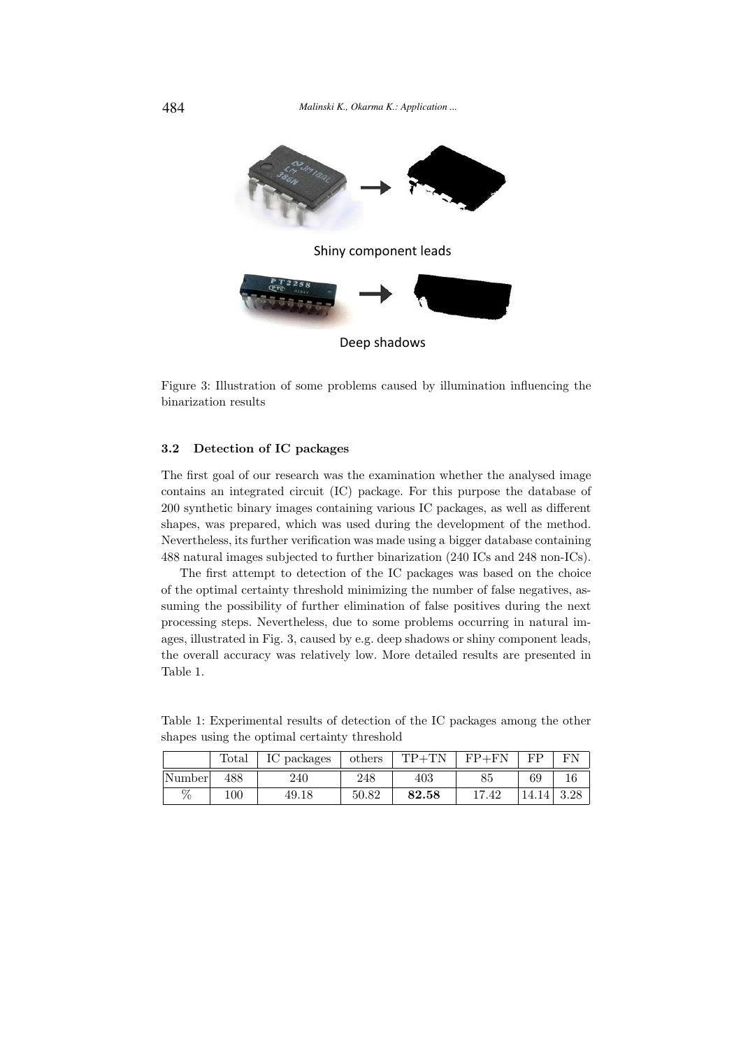Shiny component leads

Deep shadows

Figure 3: Illustration of some problems caused by illumination influencing the binarization results

### 3.2 Detection of IC packages

The first goal of our research was the examination whether the analysed image contains an integrated circuit (IC) package. For this purpose the database of 200 synthetic binary images containing various IC packages, as well as different shapes, was prepared, which was used during the development of the method. Nevertheless, its further verification was made using a bigger database containing 488 natural images subjected to further binarization (240 ICs and 248 non-ICs).

The first attempt to detection of the IC packages was based on the choice of the optimal certainty threshold minimizing the number of false negatives, assuming the possibility of further elimination of false positives during the next processing steps. Nevertheless, due to some problems occurring in natural images, illustrated in Fig. 3, caused by e.g. deep shadows or shiny component leads, the overall accuracy was relatively low. More detailed results are presented in Table 1.

Table 1: Experimental results of detection of the IC packages among the other shapes using the optimal certainty threshold

| | Total | IC packages | others | TP+TN | FP+FN | FP | FN |
|---|---|---|---|---|---|---|---|
| Number | 488 | 240 | 248 | 403 | 85 | 69 | 16 |
| % | 100 | 49.18 | 50.82 | **82.58** | 17.42 | 14.14 | 3.28 |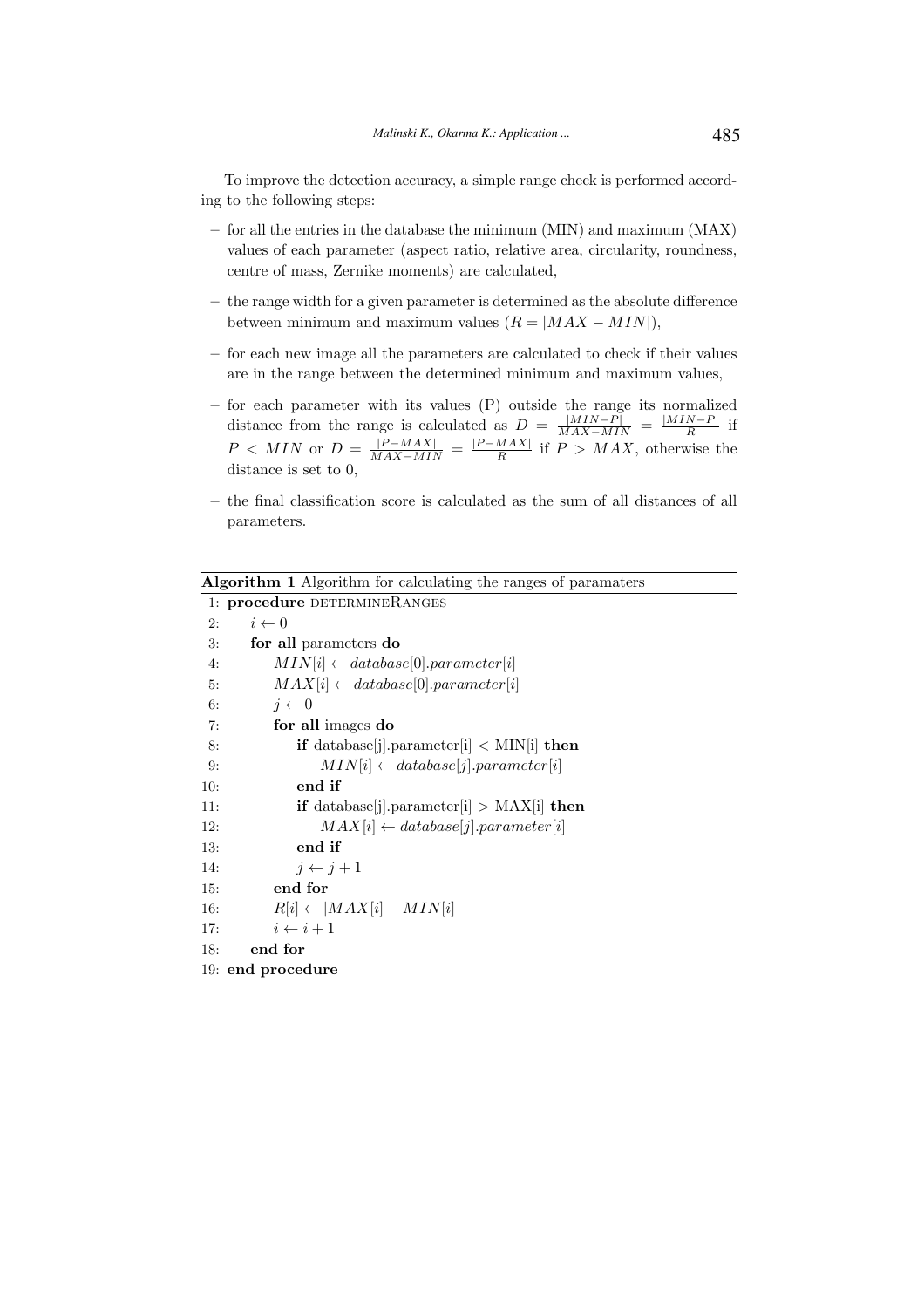To improve the detection accuracy, a simple range check is performed according to the following steps:

- for all the entries in the database the minimum (MIN) and maximum (MAX) values of each parameter (aspect ratio, relative area, circularity, roundness, centre of mass, Zernike moments) are calculated,
- the range width for a given parameter is determined as the absolute difference between minimum and maximum values ($R = |MAX - MIN|$),
- for each new image all the parameters are calculated to check if their values are in the range between the determined minimum and maximum values,
- for each parameter with its values (P) outside the range its normalized distance from the range is calculated as $D = \frac{|MIN-P|}{MAX-MIN} = \frac{|MIN-P|}{R}$ if $P < MIN$ or $D = \frac{|P-MAX|}{MAX-MIN} = \frac{|P-MAX|}{R}$ if $P > MAX$, otherwise the distance is set to 0,
- the final classification score is calculated as the sum of all distances of all parameters.

**Algorithm 1** Algorithm for calculating the ranges of paramaters

```
1:  procedure DETERMINERANGES
2:      i ← 0
3:      for all parameters do
4:          MIN[i] ← database[0].parameter[i]
5:          MAX[i] ← database[0].parameter[i]
6:          j ← 0
7:          for all images do
8:              if database[j].parameter[i] < MIN[i] then
9:                  MIN[i] ← database[j].parameter[i]
10:             end if
11:             if database[j].parameter[i] > MAX[i] then
12:                 MAX[i] ← database[j].parameter[i]
13:             end if
14:             j ← j + 1
15:         end for
16:         R[i] ← |MAX[i] − MIN[i]
17:         i ← i + 1
18:     end for
19: end procedure
```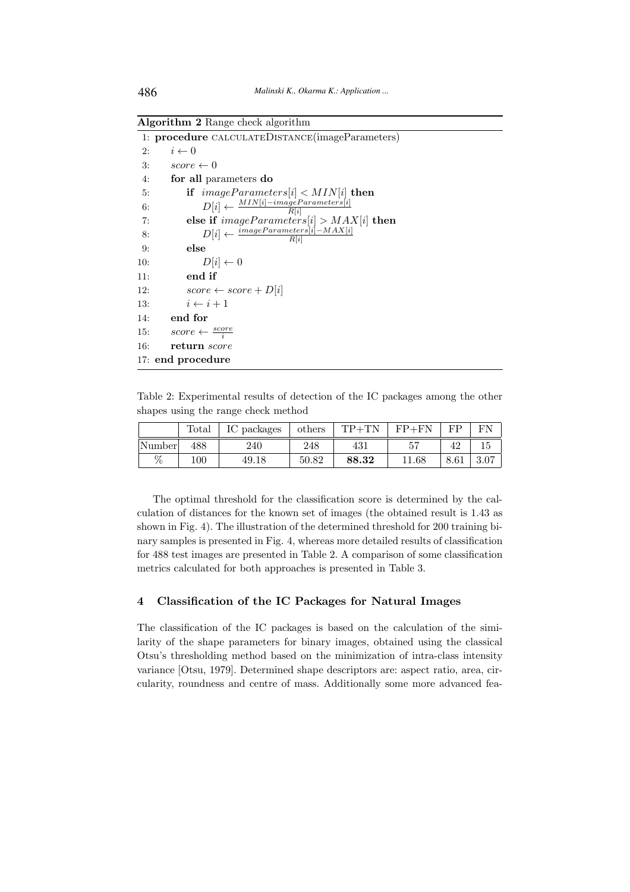**Algorithm 2** Range check algorithm

```
 1: procedure CALCULATEDISTANCE(imageParameters)
 2:     i ← 0
 3:     score ← 0
 4:     for all parameters do
 5:         if imageParameters[i] < MIN[i] then
 6:             D[i] ← (MIN[i] − imageParameters[i]) / R[i]
 7:         else if imageParameters[i] > MAX[i] then
 8:             D[i] ← (imageParameters[i] − MAX[i]) / R[i]
 9:         else
10:             D[i] ← 0
11:         end if
12:         score ← score + D[i]
13:         i ← i + 1
14:     end for
15:     score ← score / i
16:     return score
17: end procedure
```

Table 2: Experimental results of detection of the IC packages among the other shapes using the range check method

| | Total | IC packages | others | TP+TN | FP+FN | FP | FN |
|---|---|---|---|---|---|---|---|
| Number | 488 | 240 | 248 | 431 | 57 | 42 | 15 |
| % | 100 | 49.18 | 50.82 | **88.32** | 11.68 | 8.61 | 3.07 |

The optimal threshold for the classification score is determined by the calculation of distances for the known set of images (the obtained result is 1.43 as shown in Fig. 4). The illustration of the determined threshold for 200 training binary samples is presented in Fig. 4, whereas more detailed results of classification for 488 test images are presented in Table 2. A comparison of some classification metrics calculated for both approaches is presented in Table 3.

## 4 Classification of the IC Packages for Natural Images

The classification of the IC packages is based on the calculation of the similarity of the shape parameters for binary images, obtained using the classical Otsu's thresholding method based on the minimization of intra-class intensity variance [Otsu, 1979]. Determined shape descriptors are: aspect ratio, area, circularity, roundness and centre of mass. Additionally some more advanced fea-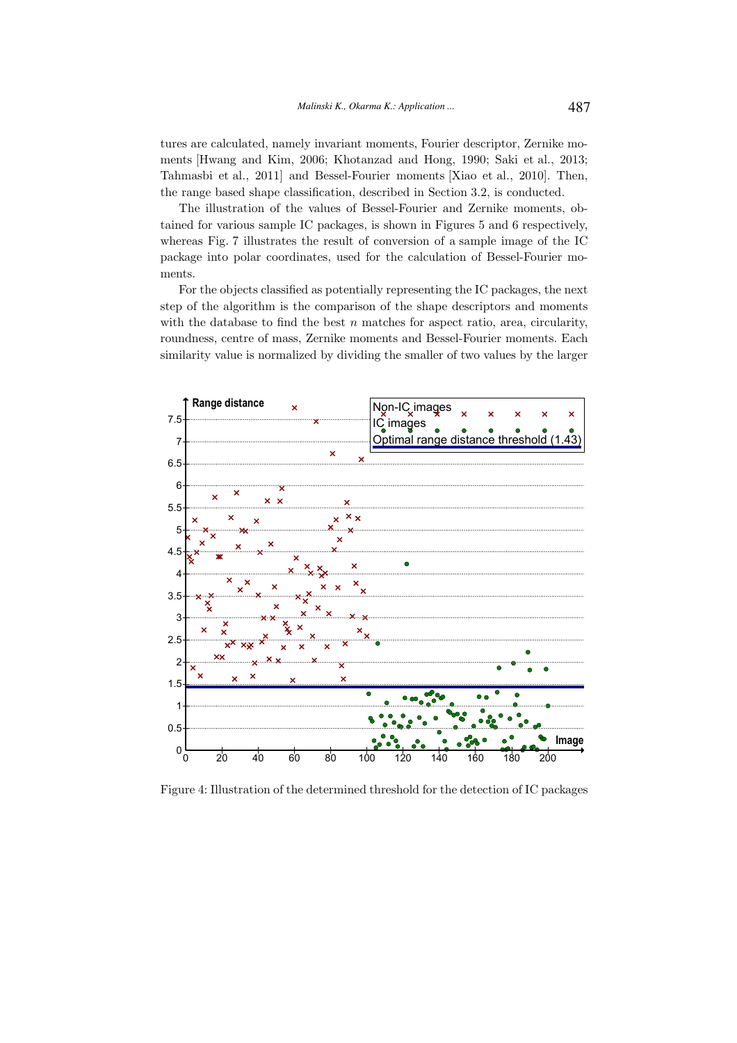tures are calculated, namely invariant moments, Fourier descriptor, Zernike moments [Hwang and Kim, 2006; Khotanzad and Hong, 1990; Saki et al., 2013; Tahmasbi et al., 2011] and Bessel-Fourier moments [Xiao et al., 2010]. Then, the range based shape classification, described in Section 3.2, is conducted.

The illustration of the values of Bessel-Fourier and Zernike moments, obtained for various sample IC packages, is shown in Figures 5 and 6 respectively, whereas Fig. 7 illustrates the result of conversion of a sample image of the IC package into polar coordinates, used for the calculation of Bessel-Fourier moments.

For the objects classified as potentially representing the IC packages, the next step of the algorithm is the comparison of the shape descriptors and moments with the database to find the best $n$ matches for aspect ratio, area, circularity, roundness, centre of mass, Zernike moments and Bessel-Fourier moments. Each similarity value is normalized by dividing the smaller of two values by the larger

Figure 4: Illustration of the determined threshold for the detection of IC packages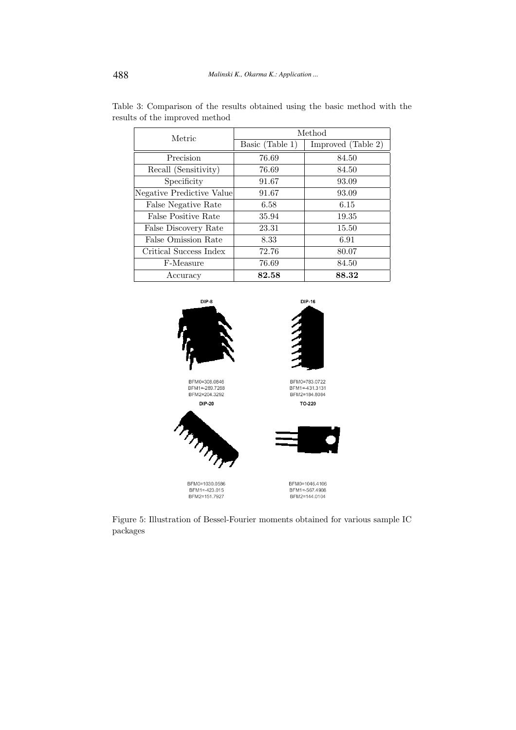Table 3: Comparison of the results obtained using the basic method with the results of the improved method

| Metric | Method | |
|---|---|---|
| | Basic (Table 1) | Improved (Table 2) |
| Precision | 76.69 | 84.50 |
| Recall (Sensitivity) | 76.69 | 84.50 |
| Specificity | 91.67 | 93.09 |
| Negative Predictive Value | 91.67 | 93.09 |
| False Negative Rate | 6.58 | 6.15 |
| False Positive Rate | 35.94 | 19.35 |
| False Discovery Rate | 23.31 | 15.50 |
| False Omission Rate | 8.33 | 6.91 |
| Critical Success Index | 72.76 | 80.07 |
| F-Measure | 76.69 | 84.50 |
| Accuracy | **82.58** | **88.32** |

Figure 5: Illustration of Bessel-Fourier moments obtained for various sample IC packages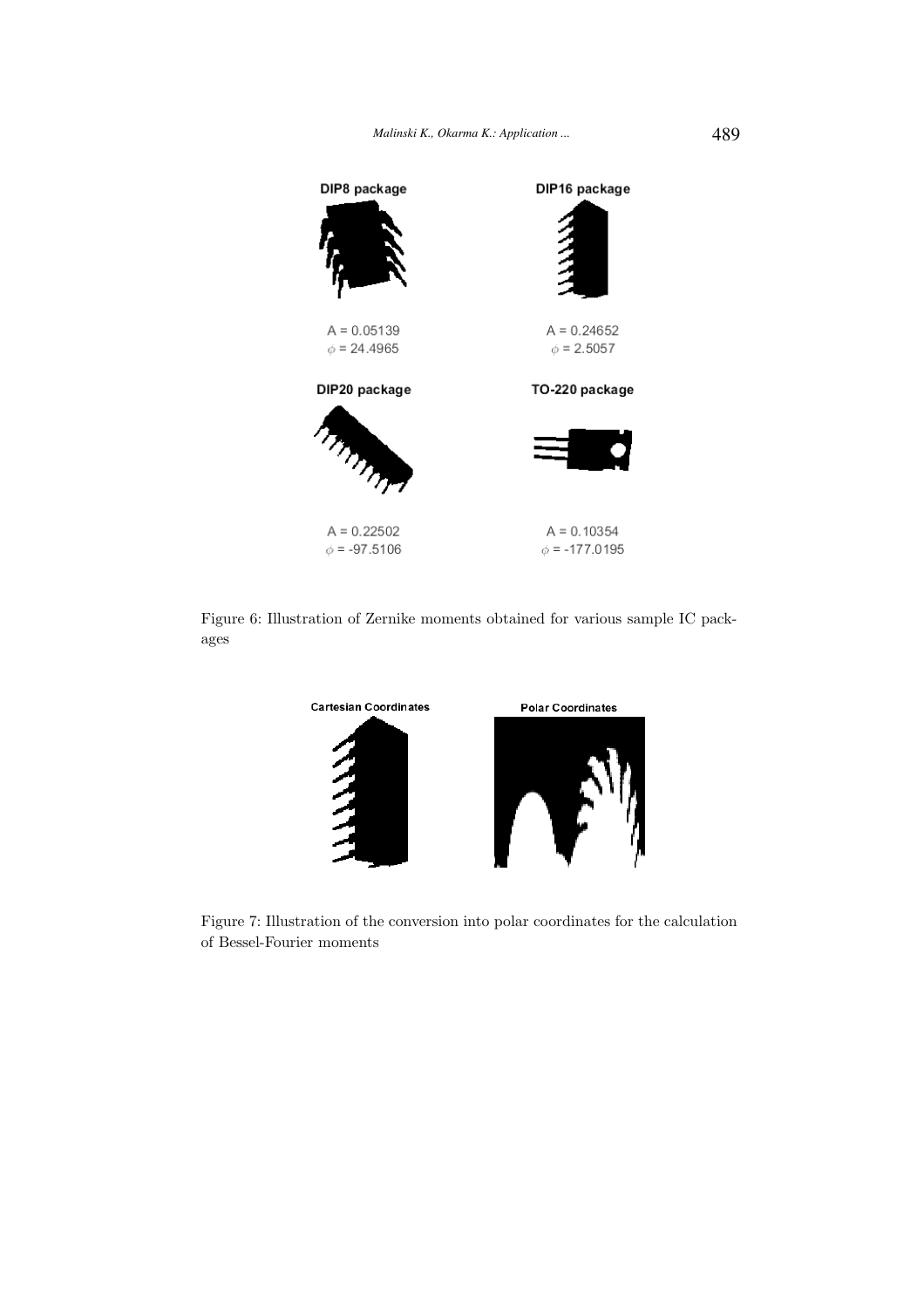DIP8 package

$A = 0.05139$
$\phi = 24.4965$

DIP16 package

$A = 0.24652$
$\phi = 2.5057$

DIP20 package

$A = 0.22502$
$\phi = -97.5106$

TO-220 package

$A = 0.10354$
$\phi = -177.0195$

Figure 6: Illustration of Zernike moments obtained for various sample IC packages

Cartesian Coordinates

Polar Coordinates

Figure 7: Illustration of the conversion into polar coordinates for the calculation of Bessel-Fourier moments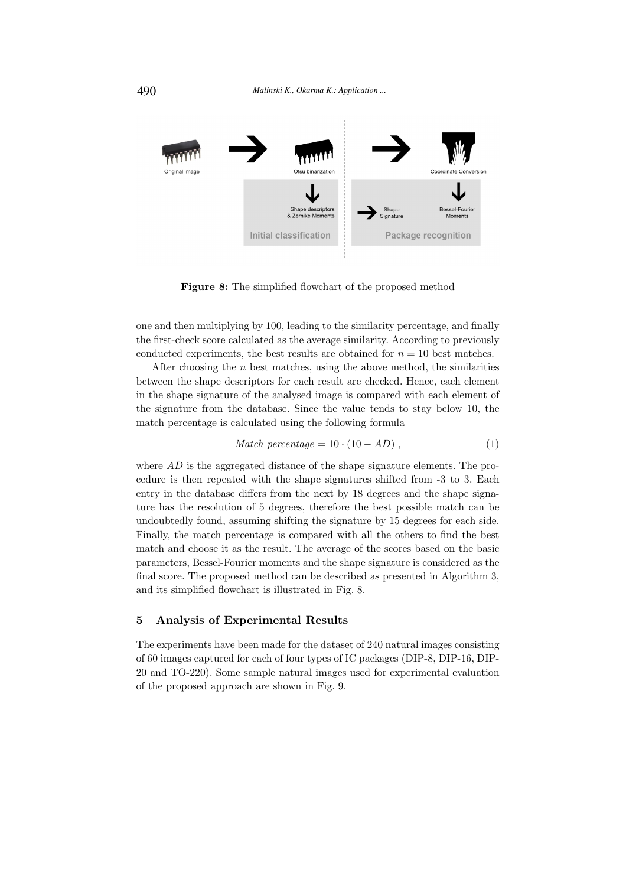Figure 8: The simplified flowchart of the proposed method

one and then multiplying by 100, leading to the similarity percentage, and finally the first-check score calculated as the average similarity. According to previously conducted experiments, the best results are obtained for $n = 10$ best matches.

After choosing the $n$ best matches, using the above method, the similarities between the shape descriptors for each result are checked. Hence, each element in the shape signature of the analysed image is compared with each element of the signature from the database. Since the value tends to stay below 10, the match percentage is calculated using the following formula

$$Match\ percentage = 10 \cdot (10 - AD)\ , \tag{1}$$

where $AD$ is the aggregated distance of the shape signature elements. The procedure is then repeated with the shape signatures shifted from -3 to 3. Each entry in the database differs from the next by 18 degrees and the shape signature has the resolution of 5 degrees, therefore the best possible match can be undoubtedly found, assuming shifting the signature by 15 degrees for each side. Finally, the match percentage is compared with all the others to find the best match and choose it as the result. The average of the scores based on the basic parameters, Bessel-Fourier moments and the shape signature is considered as the final score. The proposed method can be described as presented in Algorithm 3, and its simplified flowchart is illustrated in Fig. 8.

## 5 Analysis of Experimental Results

The experiments have been made for the dataset of 240 natural images consisting of 60 images captured for each of four types of IC packages (DIP-8, DIP-16, DIP-20 and TO-220). Some sample natural images used for experimental evaluation of the proposed approach are shown in Fig. 9.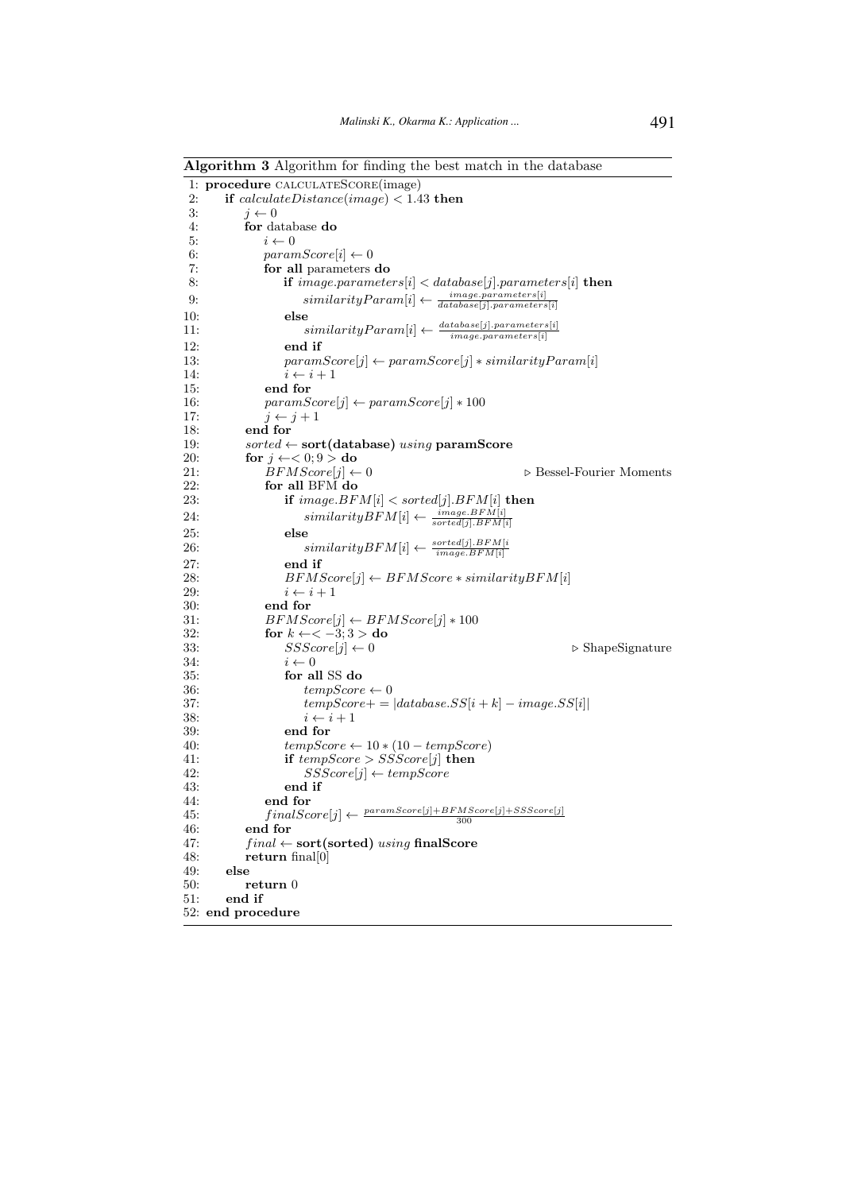**Algorithm 3** Algorithm for finding the best match in the database

```
 1: procedure CALCULATESCORE(image)
 2:     if calculateDistance(image) < 1.43 then
 3:         j ← 0
 4:         for database do
 5:             i ← 0
 6:             paramScore[i] ← 0
 7:             for all parameters do
 8:                 if image.parameters[i] < database[j].parameters[i] then
 9:                     similarityParam[i] ← image.parameters[i] / database[j].parameters[i]
10:                 else
11:                     similarityParam[i] ← database[j].parameters[i] / image.parameters[i]
12:                 end if
13:                 paramScore[j] ← paramScore[j] * similarityParam[i]
14:                 i ← i + 1
15:             end for
16:             paramScore[j] ← paramScore[j] * 100
17:             j ← j + 1
18:         end for
19:         sorted ← sort(database) using paramScore
20:         for j ←< 0; 9 > do
21:             BFMScore[j] ← 0                                    ▷ Bessel-Fourier Moments
22:             for all BFM do
23:                 if image.BFM[i] < sorted[j].BFM[i] then
24:                     similarityBFM[i] ← image.BFM[i] / sorted[j].BFM[i]
25:                 else
26:                     similarityBFM[i] ← sorted[j].BFM[i / image.BFM[i]
27:                 end if
28:                 BFMScore[j] ← BFMScore * similarityBFM[i]
29:                 i ← i + 1
30:             end for
31:             BFMScore[j] ← BFMScore[j] * 100
32:             for k ←< −3; 3 > do
33:                 SSScore[j] ← 0                                 ▷ ShapeSignature
34:                 i ← 0
35:                 for all SS do
36:                     tempScore ← 0
37:                     tempScore+ = |database.SS[i + k] − image.SS[i]|
38:                     i ← i + 1
39:                 end for
40:                 tempScore ← 10 * (10 − tempScore)
41:                 if tempScore > SSScore[j] then
42:                     SSScore[j] ← tempScore
43:                 end if
44:             end for
45:             finalScore[j] ← (paramScore[j] + BFMScore[j] + SSScore[j]) / 300
46:         end for
47:         final ← sort(sorted) using finalScore
48:         return final[0]
49:     else
50:         return 0
51:     end if
52: end procedure
```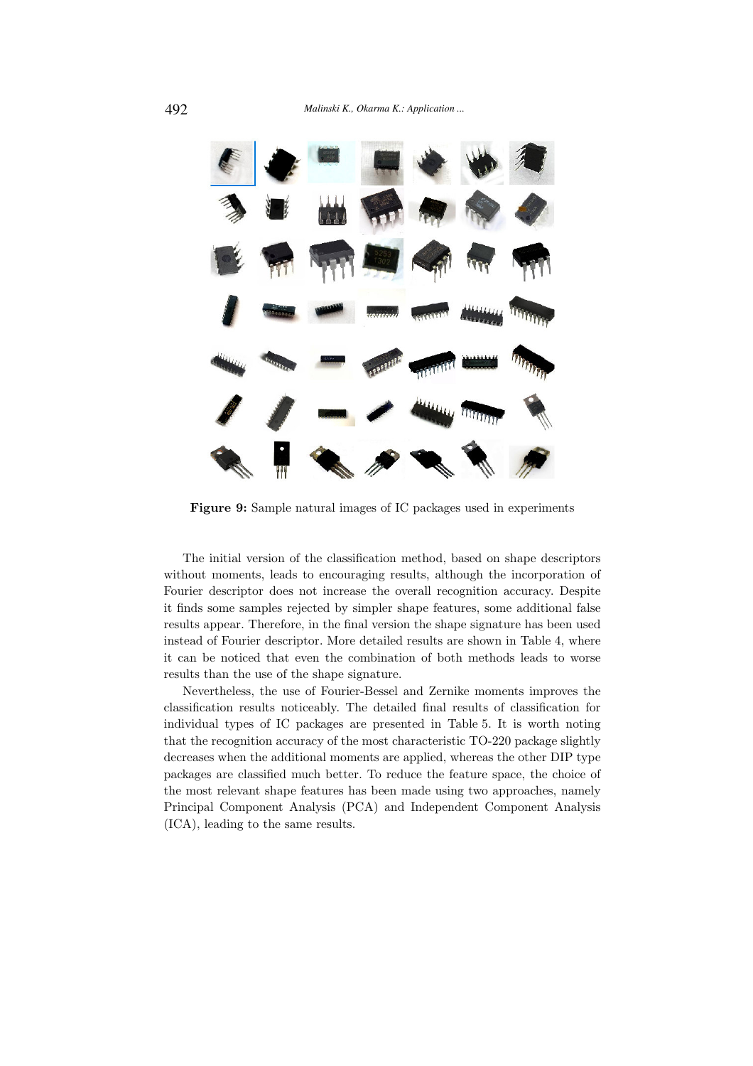**Figure 9:** Sample natural images of IC packages used in experiments

The initial version of the classification method, based on shape descriptors without moments, leads to encouraging results, although the incorporation of Fourier descriptor does not increase the overall recognition accuracy. Despite it finds some samples rejected by simpler shape features, some additional false results appear. Therefore, in the final version the shape signature has been used instead of Fourier descriptor. More detailed results are shown in Table 4, where it can be noticed that even the combination of both methods leads to worse results than the use of the shape signature.

Nevertheless, the use of Fourier-Bessel and Zernike moments improves the classification results noticeably. The detailed final results of classification for individual types of IC packages are presented in Table 5. It is worth noting that the recognition accuracy of the most characteristic TO-220 package slightly decreases when the additional moments are applied, whereas the other DIP type packages are classified much better. To reduce the feature space, the choice of the most relevant shape features has been made using two approaches, namely Principal Component Analysis (PCA) and Independent Component Analysis (ICA), leading to the same results.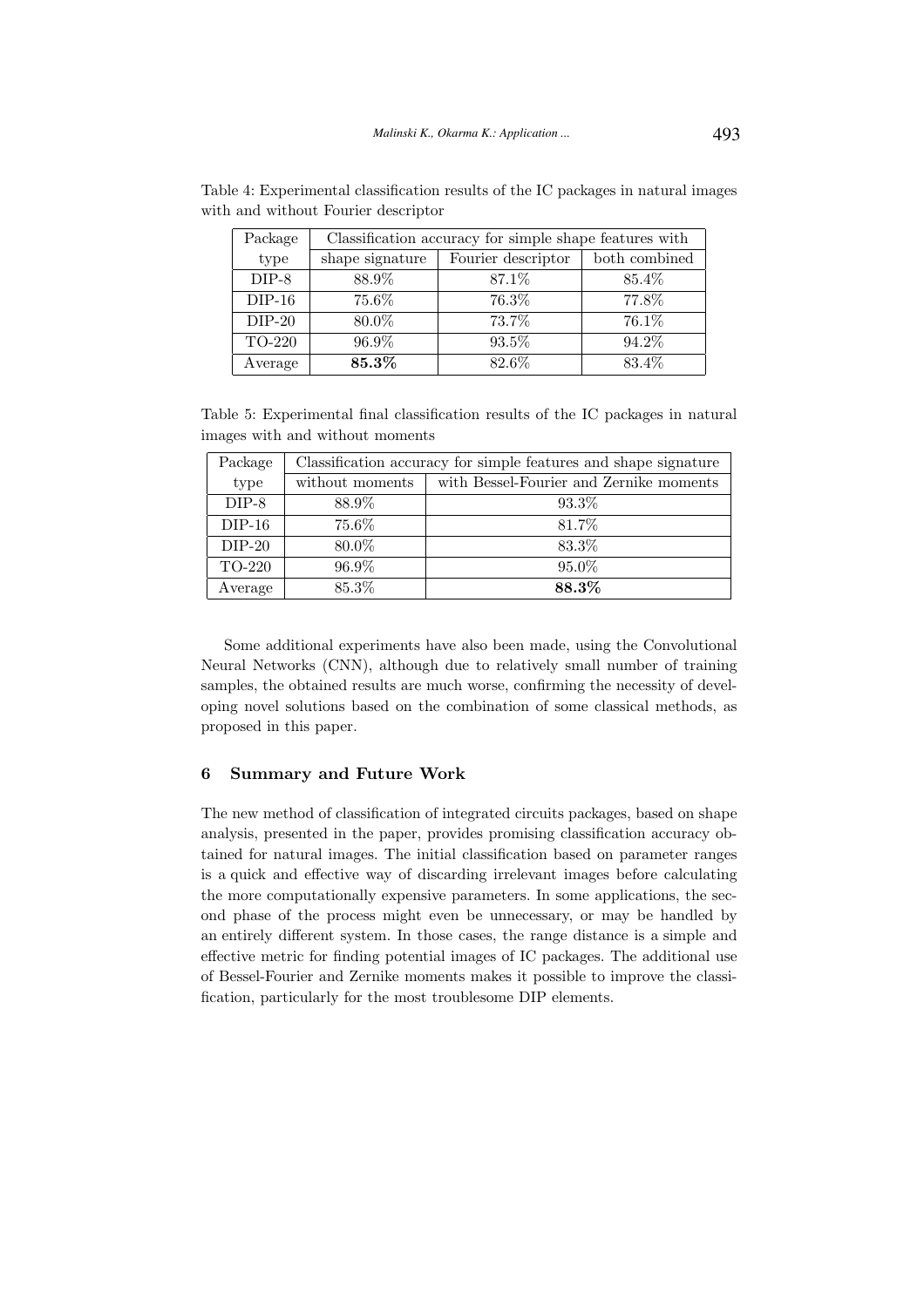Table 4: Experimental classification results of the IC packages in natural images with and without Fourier descriptor

| Package type | Classification accuracy for simple shape features with | | |
|---|---|---|---|
| | shape signature | Fourier descriptor | both combined |
| DIP-8 | 88.9% | 87.1% | 85.4% |
| DIP-16 | 75.6% | 76.3% | 77.8% |
| DIP-20 | 80.0% | 73.7% | 76.1% |
| TO-220 | 96.9% | 93.5% | 94.2% |
| Average | **85.3%** | 82.6% | 83.4% |

Table 5: Experimental final classification results of the IC packages in natural images with and without moments

| Package type | Classification accuracy for simple features and shape signature | |
|---|---|---|
| | without moments | with Bessel-Fourier and Zernike moments |
| DIP-8 | 88.9% | 93.3% |
| DIP-16 | 75.6% | 81.7% |
| DIP-20 | 80.0% | 83.3% |
| TO-220 | 96.9% | 95.0% |
| Average | 85.3% | **88.3%** |

Some additional experiments have also been made, using the Convolutional Neural Networks (CNN), although due to relatively small number of training samples, the obtained results are much worse, confirming the necessity of developing novel solutions based on the combination of some classical methods, as proposed in this paper.

## 6 Summary and Future Work

The new method of classification of integrated circuits packages, based on shape analysis, presented in the paper, provides promising classification accuracy obtained for natural images. The initial classification based on parameter ranges is a quick and effective way of discarding irrelevant images before calculating the more computationally expensive parameters. In some applications, the second phase of the process might even be unnecessary, or may be handled by an entirely different system. In those cases, the range distance is a simple and effective metric for finding potential images of IC packages. The additional use of Bessel-Fourier and Zernike moments makes it possible to improve the classification, particularly for the most troublesome DIP elements.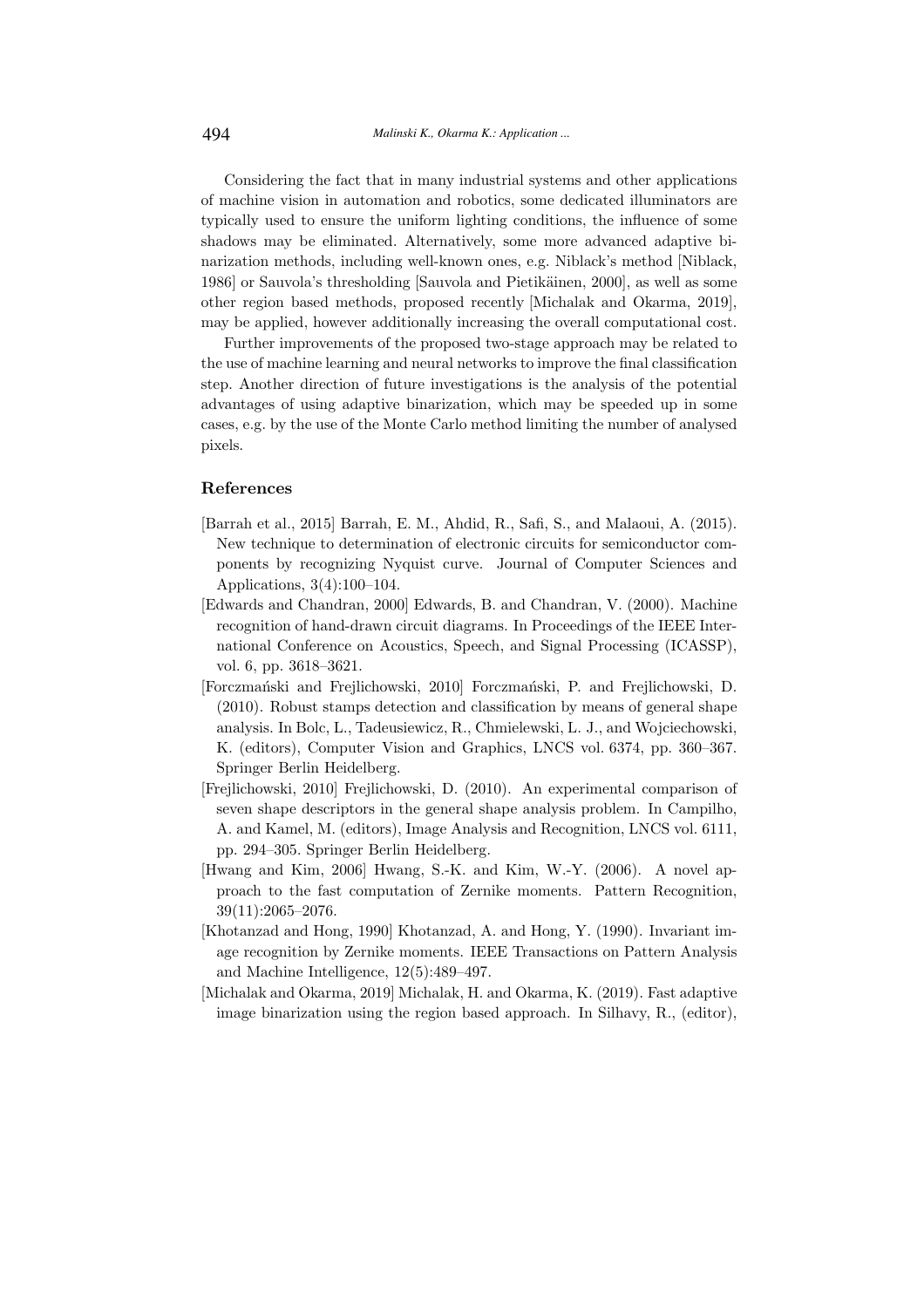Considering the fact that in many industrial systems and other applications of machine vision in automation and robotics, some dedicated illuminators are typically used to ensure the uniform lighting conditions, the influence of some shadows may be eliminated. Alternatively, some more advanced adaptive binarization methods, including well-known ones, e.g. Niblack's method [Niblack, 1986] or Sauvola's thresholding [Sauvola and Pietikäinen, 2000], as well as some other region based methods, proposed recently [Michalak and Okarma, 2019], may be applied, however additionally increasing the overall computational cost.

Further improvements of the proposed two-stage approach may be related to the use of machine learning and neural networks to improve the final classification step. Another direction of future investigations is the analysis of the potential advantages of using adaptive binarization, which may be speeded up in some cases, e.g. by the use of the Monte Carlo method limiting the number of analysed pixels.

## References

[Barrah et al., 2015] Barrah, E. M., Ahdid, R., Safi, S., and Malaoui, A. (2015). New technique to determination of electronic circuits for semiconductor components by recognizing Nyquist curve. Journal of Computer Sciences and Applications, 3(4):100–104.

[Edwards and Chandran, 2000] Edwards, B. and Chandran, V. (2000). Machine recognition of hand-drawn circuit diagrams. In Proceedings of the IEEE International Conference on Acoustics, Speech, and Signal Processing (ICASSP), vol. 6, pp. 3618–3621.

[Forczmański and Frejlichowski, 2010] Forczmański, P. and Frejlichowski, D. (2010). Robust stamps detection and classification by means of general shape analysis. In Bolc, L., Tadeusiewicz, R., Chmielewski, L. J., and Wojciechowski, K. (editors), Computer Vision and Graphics, LNCS vol. 6374, pp. 360–367. Springer Berlin Heidelberg.

[Frejlichowski, 2010] Frejlichowski, D. (2010). An experimental comparison of seven shape descriptors in the general shape analysis problem. In Campilho, A. and Kamel, M. (editors), Image Analysis and Recognition, LNCS vol. 6111, pp. 294–305. Springer Berlin Heidelberg.

[Hwang and Kim, 2006] Hwang, S.-K. and Kim, W.-Y. (2006). A novel approach to the fast computation of Zernike moments. Pattern Recognition, 39(11):2065–2076.

[Khotanzad and Hong, 1990] Khotanzad, A. and Hong, Y. (1990). Invariant image recognition by Zernike moments. IEEE Transactions on Pattern Analysis and Machine Intelligence, 12(5):489–497.

[Michalak and Okarma, 2019] Michalak, H. and Okarma, K. (2019). Fast adaptive image binarization using the region based approach. In Silhavy, R., (editor),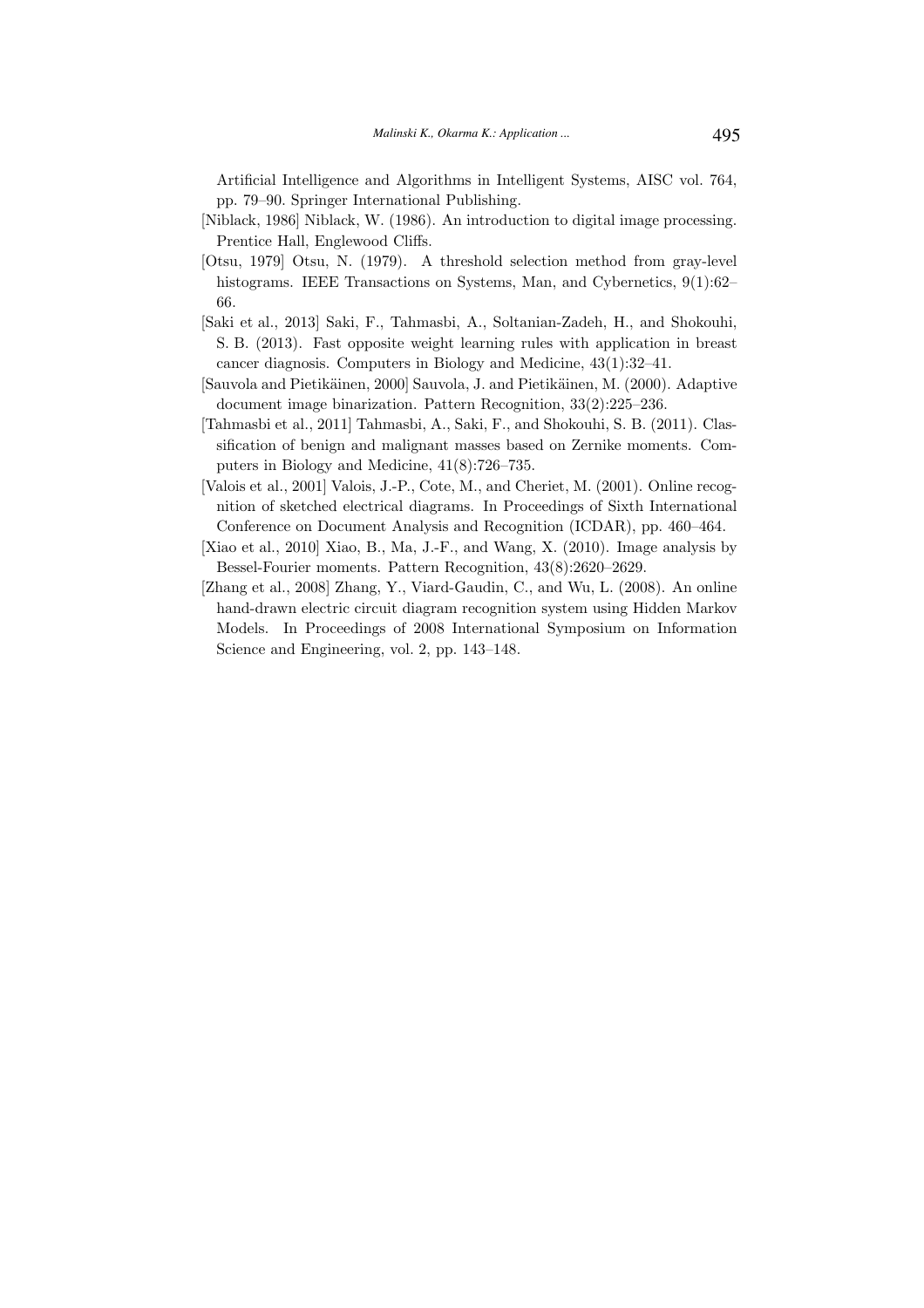Artificial Intelligence and Algorithms in Intelligent Systems, AISC vol. 764, pp. 79–90. Springer International Publishing.

[Niblack, 1986] Niblack, W. (1986). An introduction to digital image processing. Prentice Hall, Englewood Cliffs.

[Otsu, 1979] Otsu, N. (1979). A threshold selection method from gray-level histograms. IEEE Transactions on Systems, Man, and Cybernetics, 9(1):62–66.

[Saki et al., 2013] Saki, F., Tahmasbi, A., Soltanian-Zadeh, H., and Shokouhi, S. B. (2013). Fast opposite weight learning rules with application in breast cancer diagnosis. Computers in Biology and Medicine, 43(1):32–41.

[Sauvola and Pietikäinen, 2000] Sauvola, J. and Pietikäinen, M. (2000). Adaptive document image binarization. Pattern Recognition, 33(2):225–236.

[Tahmasbi et al., 2011] Tahmasbi, A., Saki, F., and Shokouhi, S. B. (2011). Classification of benign and malignant masses based on Zernike moments. Computers in Biology and Medicine, 41(8):726–735.

[Valois et al., 2001] Valois, J.-P., Cote, M., and Cheriet, M. (2001). Online recognition of sketched electrical diagrams. In Proceedings of Sixth International Conference on Document Analysis and Recognition (ICDAR), pp. 460–464.

[Xiao et al., 2010] Xiao, B., Ma, J.-F., and Wang, X. (2010). Image analysis by Bessel-Fourier moments. Pattern Recognition, 43(8):2620–2629.

[Zhang et al., 2008] Zhang, Y., Viard-Gaudin, C., and Wu, L. (2008). An online hand-drawn electric circuit diagram recognition system using Hidden Markov Models. In Proceedings of 2008 International Symposium on Information Science and Engineering, vol. 2, pp. 143–148.